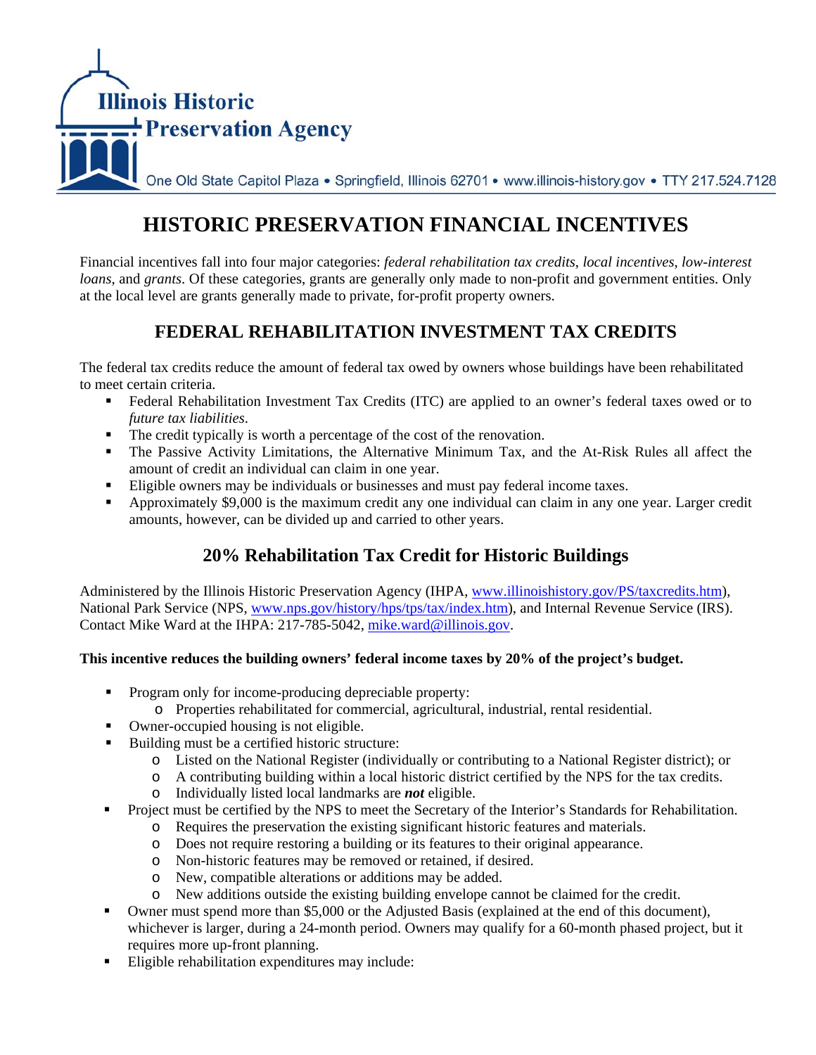Illinois Historic Preservation Agency

One Old State Capitol Plaza • Springfield, Illinois 62701 • www.illinois-history.gov • TTY 217.524.7128

# HISTORIC PRESERVATION FINANCIAL INCENTIVES

Financial incentives fall into four major categories: *federal rehabilitation tax credits*, *local incentives*, *low-interest loans*, and *grants*. Of these categories, grants are generally only made to non-profit and government entities. Only at the local level are grants generally made to private, for-profit property owners.

## FEDERAL REHABILITATION INVESTMENT TAX CREDITS

The federal tax credits reduce the amount of federal tax owed by owners whose buildings have been rehabilitated to meet certain criteria.

- Federal Rehabilitation Investment Tax Credits (ITC) are applied to an owner's federal taxes owed or to *future tax liabilities*.
- The credit typically is worth a percentage of the cost of the renovation.
- The Passive Activity Limitations, the Alternative Minimum Tax, and the At-Risk Rules all affect the amount of credit an individual can claim in one year.
- Eligible owners may be individuals or businesses and must pay federal income taxes.
- Approximately $9,000 is the maximum credit any one individual can claim in any one year. Larger credit amounts, however, can be divided up and carried to other years.

### 20% Rehabilitation Tax Credit for Historic Buildings

Administered by the Illinois Historic Preservation Agency (IHPA, www.illinoishistory.gov/PS/taxcredits.htm), National Park Service (NPS, www.nps.gov/history/hps/tps/tax/index.htm), and Internal Revenue Service (IRS). Contact Mike Ward at the IHPA: 217-785-5042, mike.ward@illinois.gov.

**This incentive reduces the building owners' federal income taxes by 20% of the project's budget.**

- Program only for income-producing depreciable property:
  - Properties rehabilitated for commercial, agricultural, industrial, rental residential.
- Owner-occupied housing is not eligible.
- Building must be a certified historic structure:
  - Listed on the National Register (individually or contributing to a National Register district); or
  - A contributing building within a local historic district certified by the NPS for the tax credits.
  - Individually listed local landmarks are ***not*** eligible.
- Project must be certified by the NPS to meet the Secretary of the Interior's Standards for Rehabilitation.
  - Requires the preservation the existing significant historic features and materials.
  - Does not require restoring a building or its features to their original appearance.
  - Non-historic features may be removed or retained, if desired.
  - New, compatible alterations or additions may be added.
  - New additions outside the existing building envelope cannot be claimed for the credit.
- Owner must spend more than $5,000 or the Adjusted Basis (explained at the end of this document), whichever is larger, during a 24-month period. Owners may qualify for a 60-month phased project, but it requires more up-front planning.
- Eligible rehabilitation expenditures may include: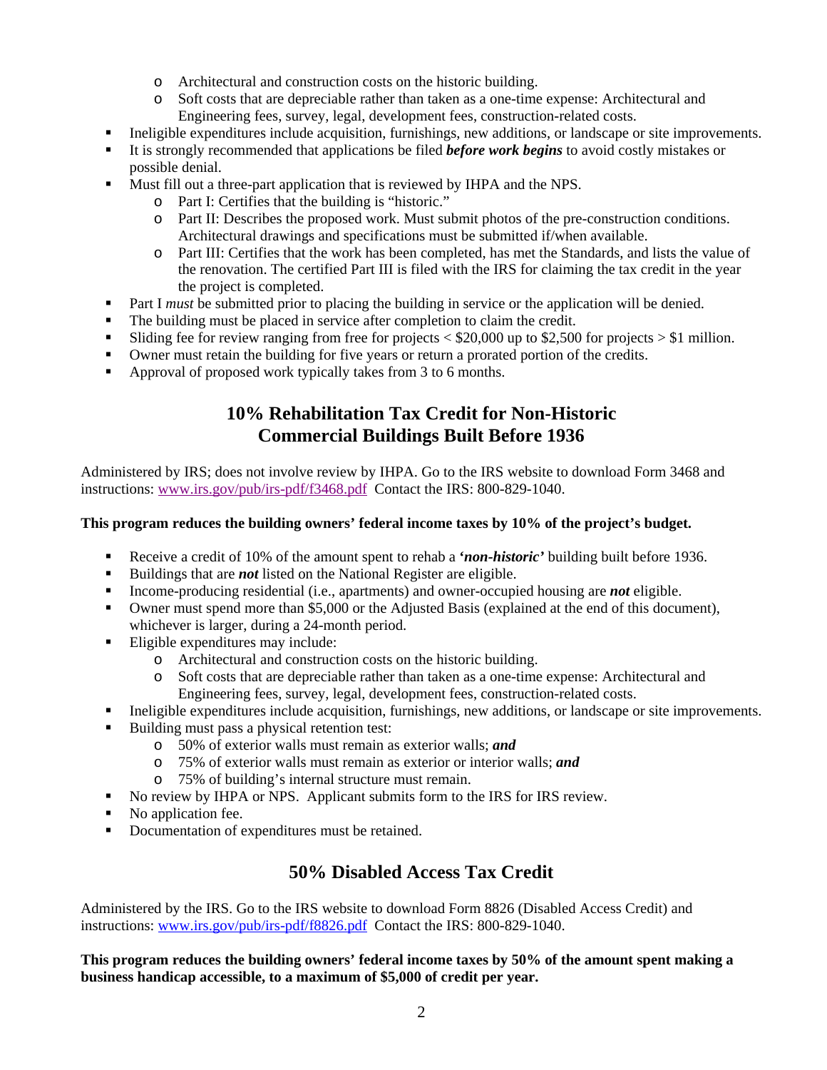- Architectural and construction costs on the historic building.
    - Soft costs that are depreciable rather than taken as a one-time expense: Architectural and Engineering fees, survey, legal, development fees, construction-related costs.
- Ineligible expenditures include acquisition, furnishings, new additions, or landscape or site improvements.
- It is strongly recommended that applications be filed ***before work begins*** to avoid costly mistakes or possible denial.
- Must fill out a three-part application that is reviewed by IHPA and the NPS.
    - Part I: Certifies that the building is "historic."
    - Part II: Describes the proposed work. Must submit photos of the pre-construction conditions. Architectural drawings and specifications must be submitted if/when available.
    - Part III: Certifies that the work has been completed, has met the Standards, and lists the value of the renovation. The certified Part III is filed with the IRS for claiming the tax credit in the year the project is completed.
- Part I *must* be submitted prior to placing the building in service or the application will be denied.
- The building must be placed in service after completion to claim the credit.
- Sliding fee for review ranging from free for projects < $20,000 up to $2,500 for projects > $1 million.
- Owner must retain the building for five years or return a prorated portion of the credits.
- Approval of proposed work typically takes from 3 to 6 months.

## 10% Rehabilitation Tax Credit for Non-Historic Commercial Buildings Built Before 1936

Administered by IRS; does not involve review by IHPA. Go to the IRS website to download Form 3468 and instructions: [www.irs.gov/pub/irs-pdf/f3468.pdf](www.irs.gov/pub/irs-pdf/f3468.pdf) Contact the IRS: 800-829-1040.

**This program reduces the building owners' federal income taxes by 10% of the project's budget.**

- Receive a credit of 10% of the amount spent to rehab a ***'non-historic'*** building built before 1936.
- Buildings that are ***not*** listed on the National Register are eligible.
- Income-producing residential (i.e., apartments) and owner-occupied housing are ***not*** eligible.
- Owner must spend more than $5,000 or the Adjusted Basis (explained at the end of this document), whichever is larger, during a 24-month period.
- Eligible expenditures may include:
    - Architectural and construction costs on the historic building.
    - Soft costs that are depreciable rather than taken as a one-time expense: Architectural and Engineering fees, survey, legal, development fees, construction-related costs.
- Ineligible expenditures include acquisition, furnishings, new additions, or landscape or site improvements.
- Building must pass a physical retention test:
    - 50% of exterior walls must remain as exterior walls; ***and***
    - 75% of exterior walls must remain as exterior or interior walls; ***and***
    - 75% of building's internal structure must remain.
- No review by IHPA or NPS. Applicant submits form to the IRS for IRS review.
- No application fee.
- Documentation of expenditures must be retained.

## 50% Disabled Access Tax Credit

Administered by the IRS. Go to the IRS website to download Form 8826 (Disabled Access Credit) and instructions: [www.irs.gov/pub/irs-pdf/f8826.pdf](www.irs.gov/pub/irs-pdf/f8826.pdf) Contact the IRS: 800-829-1040.

**This program reduces the building owners' federal income taxes by 50% of the amount spent making a business handicap accessible, to a maximum of $5,000 of credit per year.**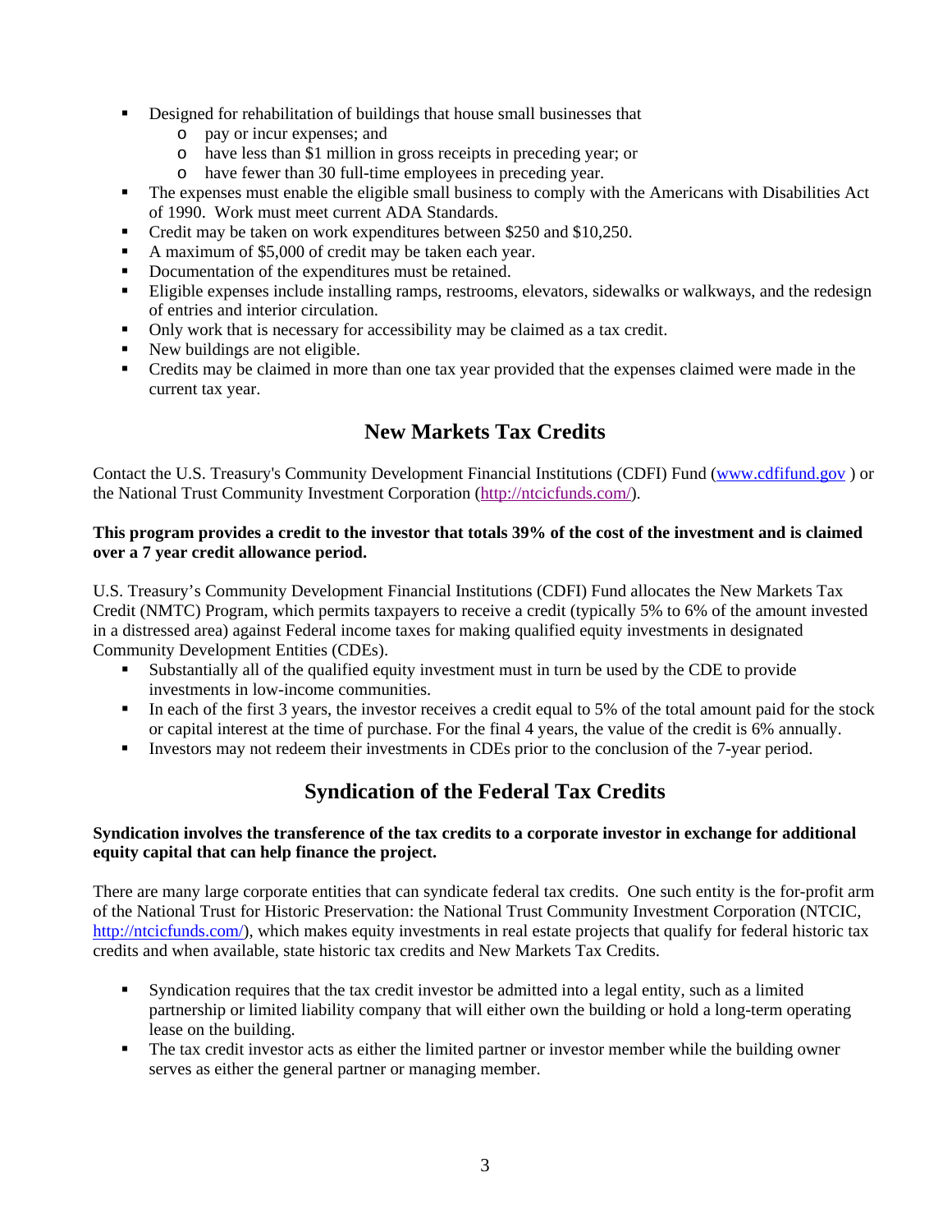- Designed for rehabilitation of buildings that house small businesses that
  - pay or incur expenses; and
  - have less than $1 million in gross receipts in preceding year; or
  - have fewer than 30 full-time employees in preceding year.
- The expenses must enable the eligible small business to comply with the Americans with Disabilities Act of 1990. Work must meet current ADA Standards.
- Credit may be taken on work expenditures between $250 and $10,250.
- A maximum of $5,000 of credit may be taken each year.
- Documentation of the expenditures must be retained.
- Eligible expenses include installing ramps, restrooms, elevators, sidewalks or walkways, and the redesign of entries and interior circulation.
- Only work that is necessary for accessibility may be claimed as a tax credit.
- New buildings are not eligible.
- Credits may be claimed in more than one tax year provided that the expenses claimed were made in the current tax year.

## New Markets Tax Credits

Contact the U.S. Treasury's Community Development Financial Institutions (CDFI) Fund (www.cdfifund.gov ) or the National Trust Community Investment Corporation (http://ntcicfunds.com/).

**This program provides a credit to the investor that totals 39% of the cost of the investment and is claimed over a 7 year credit allowance period.**

U.S. Treasury's Community Development Financial Institutions (CDFI) Fund allocates the New Markets Tax Credit (NMTC) Program, which permits taxpayers to receive a credit (typically 5% to 6% of the amount invested in a distressed area) against Federal income taxes for making qualified equity investments in designated Community Development Entities (CDEs).

- Substantially all of the qualified equity investment must in turn be used by the CDE to provide investments in low-income communities.
- In each of the first 3 years, the investor receives a credit equal to 5% of the total amount paid for the stock or capital interest at the time of purchase. For the final 4 years, the value of the credit is 6% annually.
- Investors may not redeem their investments in CDEs prior to the conclusion of the 7-year period.

## Syndication of the Federal Tax Credits

**Syndication involves the transference of the tax credits to a corporate investor in exchange for additional equity capital that can help finance the project.**

There are many large corporate entities that can syndicate federal tax credits. One such entity is the for-profit arm of the National Trust for Historic Preservation: the National Trust Community Investment Corporation (NTCIC, http://ntcicfunds.com/), which makes equity investments in real estate projects that qualify for federal historic tax credits and when available, state historic tax credits and New Markets Tax Credits.

- Syndication requires that the tax credit investor be admitted into a legal entity, such as a limited partnership or limited liability company that will either own the building or hold a long-term operating lease on the building.
- The tax credit investor acts as either the limited partner or investor member while the building owner serves as either the general partner or managing member.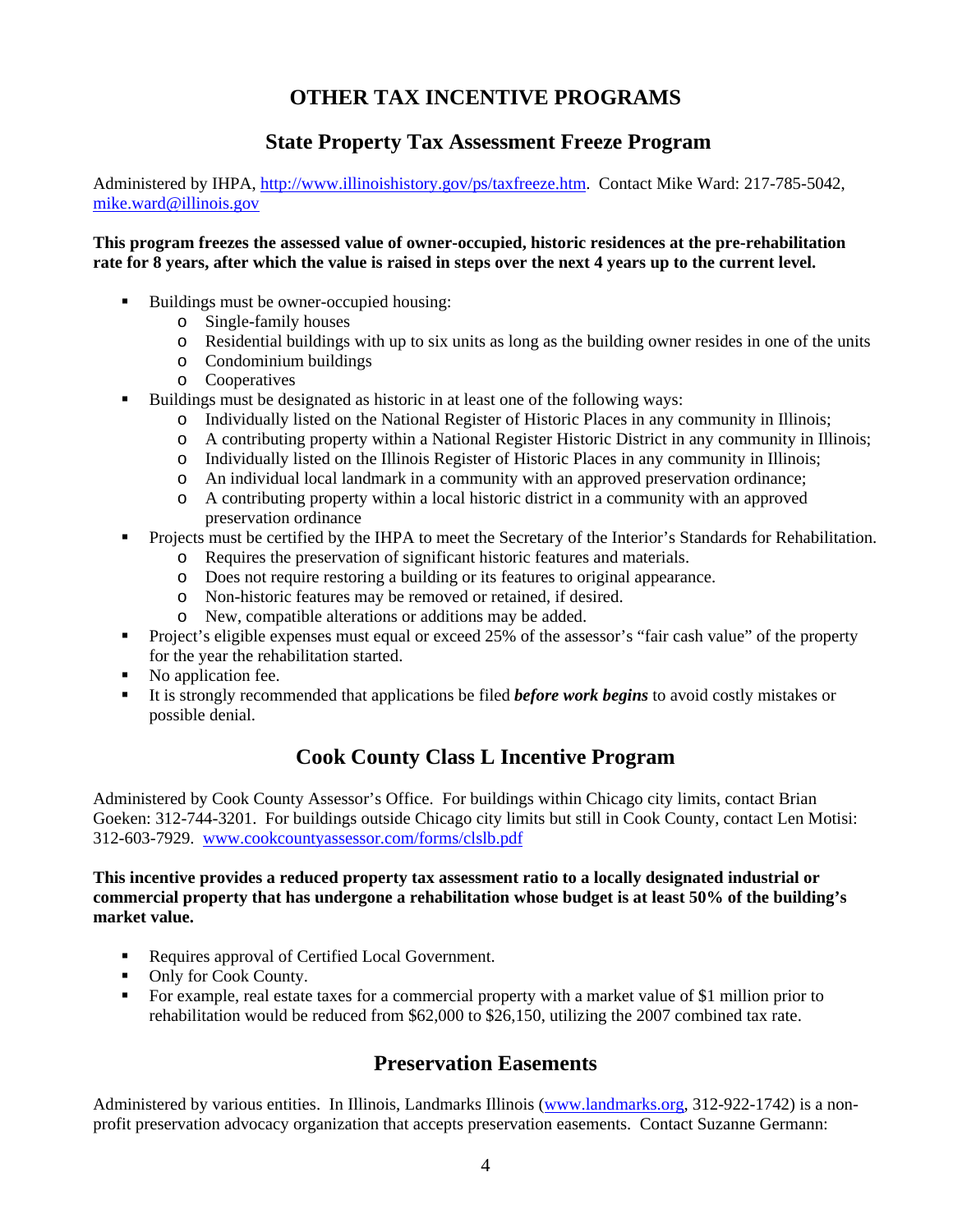# OTHER TAX INCENTIVE PROGRAMS

## State Property Tax Assessment Freeze Program

Administered by IHPA, http://www.illinoishistory.gov/ps/taxfreeze.htm. Contact Mike Ward: 217-785-5042, mike.ward@illinois.gov

**This program freezes the assessed value of owner-occupied, historic residences at the pre-rehabilitation rate for 8 years, after which the value is raised in steps over the next 4 years up to the current level.**

- Buildings must be owner-occupied housing:
  - Single-family houses
  - Residential buildings with up to six units as long as the building owner resides in one of the units
  - Condominium buildings
  - Cooperatives
- Buildings must be designated as historic in at least one of the following ways:
  - Individually listed on the National Register of Historic Places in any community in Illinois;
  - A contributing property within a National Register Historic District in any community in Illinois;
  - Individually listed on the Illinois Register of Historic Places in any community in Illinois;
  - An individual local landmark in a community with an approved preservation ordinance;
  - A contributing property within a local historic district in a community with an approved preservation ordinance
- Projects must be certified by the IHPA to meet the Secretary of the Interior's Standards for Rehabilitation.
  - Requires the preservation of significant historic features and materials.
  - Does not require restoring a building or its features to original appearance.
  - Non-historic features may be removed or retained, if desired.
  - New, compatible alterations or additions may be added.
- Project's eligible expenses must equal or exceed 25% of the assessor's "fair cash value" of the property for the year the rehabilitation started.
- No application fee.
- It is strongly recommended that applications be filed ***before work begins*** to avoid costly mistakes or possible denial.

## Cook County Class L Incentive Program

Administered by Cook County Assessor's Office. For buildings within Chicago city limits, contact Brian Goeken: 312-744-3201. For buildings outside Chicago city limits but still in Cook County, contact Len Motisi: 312-603-7929. www.cookcountyassessor.com/forms/clslb.pdf

**This incentive provides a reduced property tax assessment ratio to a locally designated industrial or commercial property that has undergone a rehabilitation whose budget is at least 50% of the building's market value.**

- Requires approval of Certified Local Government.
- Only for Cook County.
- For example, real estate taxes for a commercial property with a market value of $1 million prior to rehabilitation would be reduced from $62,000 to $26,150, utilizing the 2007 combined tax rate.

## Preservation Easements

Administered by various entities. In Illinois, Landmarks Illinois (www.landmarks.org, 312-922-1742) is a non-profit preservation advocacy organization that accepts preservation easements. Contact Suzanne Germann: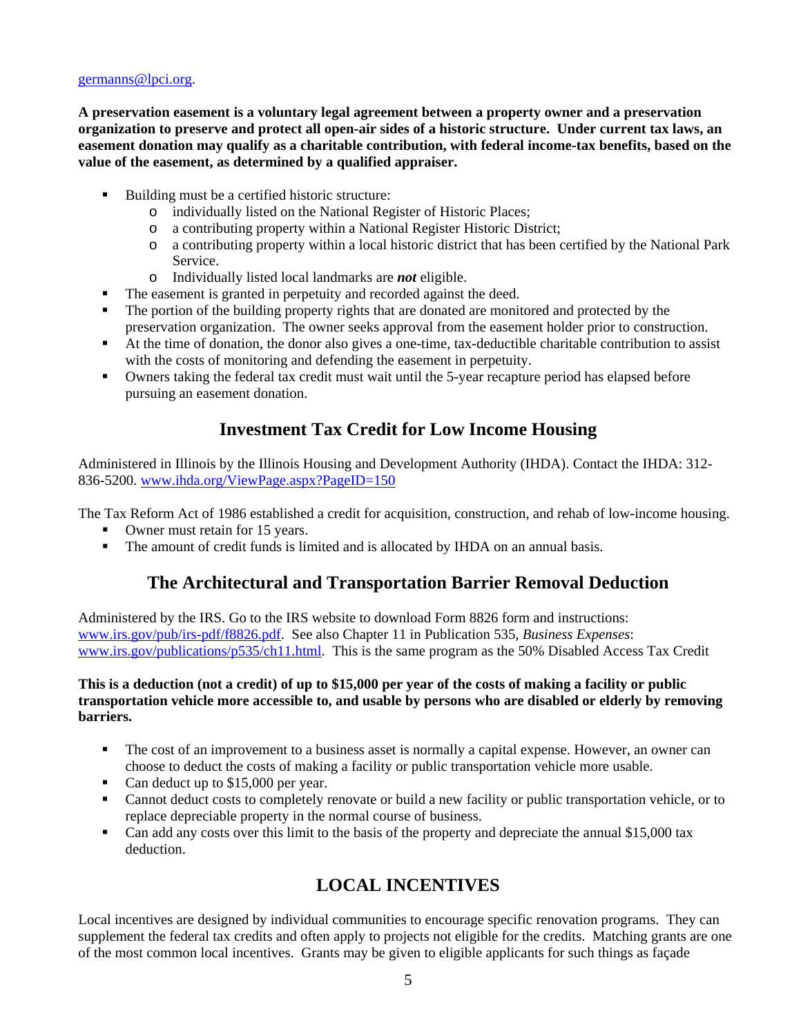germanns@lpci.org.

**A preservation easement is a voluntary legal agreement between a property owner and a preservation organization to preserve and protect all open-air sides of a historic structure. Under current tax laws, an easement donation may qualify as a charitable contribution, with federal income-tax benefits, based on the value of the easement, as determined by a qualified appraiser.**

- Building must be a certified historic structure:
  - individually listed on the National Register of Historic Places;
  - a contributing property within a National Register Historic District;
  - a contributing property within a local historic district that has been certified by the National Park Service.
  - Individually listed local landmarks are ***not*** eligible.
- The easement is granted in perpetuity and recorded against the deed.
- The portion of the building property rights that are donated are monitored and protected by the preservation organization. The owner seeks approval from the easement holder prior to construction.
- At the time of donation, the donor also gives a one-time, tax-deductible charitable contribution to assist with the costs of monitoring and defending the easement in perpetuity.
- Owners taking the federal tax credit must wait until the 5-year recapture period has elapsed before pursuing an easement donation.

## Investment Tax Credit for Low Income Housing

Administered in Illinois by the Illinois Housing and Development Authority (IHDA). Contact the IHDA: 312-836-5200. www.ihda.org/ViewPage.aspx?PageID=150

The Tax Reform Act of 1986 established a credit for acquisition, construction, and rehab of low-income housing.

- Owner must retain for 15 years.
- The amount of credit funds is limited and is allocated by IHDA on an annual basis.

## The Architectural and Transportation Barrier Removal Deduction

Administered by the IRS. Go to the IRS website to download Form 8826 form and instructions: www.irs.gov/pub/irs-pdf/f8826.pdf. See also Chapter 11 in Publication 535, *Business Expenses*: www.irs.gov/publications/p535/ch11.html. This is the same program as the 50% Disabled Access Tax Credit

**This is a deduction (not a credit) of up to $15,000 per year of the costs of making a facility or public transportation vehicle more accessible to, and usable by persons who are disabled or elderly by removing barriers.**

- The cost of an improvement to a business asset is normally a capital expense. However, an owner can choose to deduct the costs of making a facility or public transportation vehicle more usable.
- Can deduct up to $15,000 per year.
- Cannot deduct costs to completely renovate or build a new facility or public transportation vehicle, or to replace depreciable property in the normal course of business.
- Can add any costs over this limit to the basis of the property and depreciate the annual $15,000 tax deduction.

## LOCAL INCENTIVES

Local incentives are designed by individual communities to encourage specific renovation programs. They can supplement the federal tax credits and often apply to projects not eligible for the credits. Matching grants are one of the most common local incentives. Grants may be given to eligible applicants for such things as façade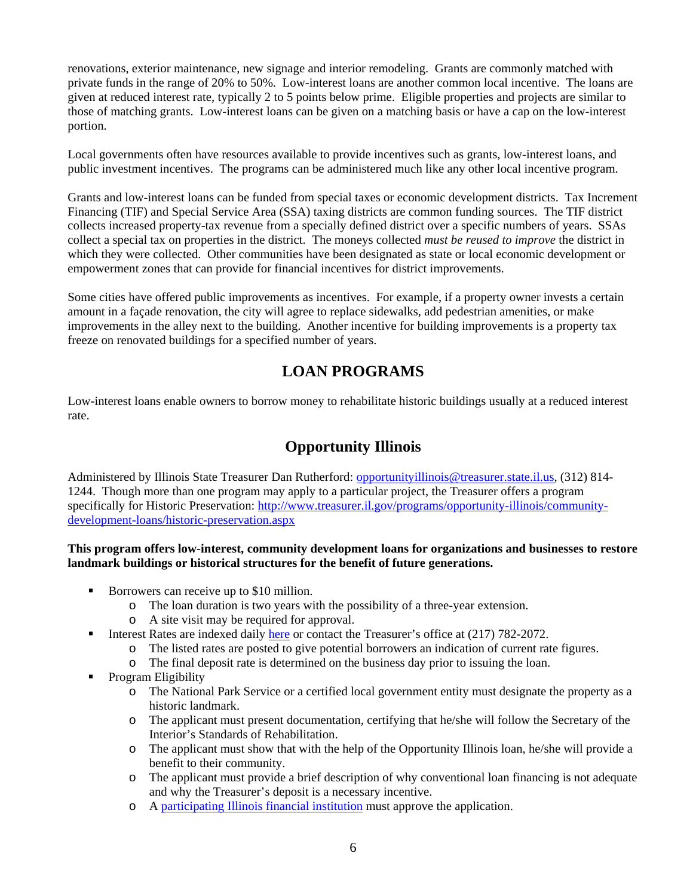renovations, exterior maintenance, new signage and interior remodeling. Grants are commonly matched with private funds in the range of 20% to 50%. Low-interest loans are another common local incentive. The loans are given at reduced interest rate, typically 2 to 5 points below prime. Eligible properties and projects are similar to those of matching grants. Low-interest loans can be given on a matching basis or have a cap on the low-interest portion.

Local governments often have resources available to provide incentives such as grants, low-interest loans, and public investment incentives. The programs can be administered much like any other local incentive program.

Grants and low-interest loans can be funded from special taxes or economic development districts. Tax Increment Financing (TIF) and Special Service Area (SSA) taxing districts are common funding sources. The TIF district collects increased property-tax revenue from a specially defined district over a specific numbers of years. SSAs collect a special tax on properties in the district. The moneys collected *must be reused to improve* the district in which they were collected. Other communities have been designated as state or local economic development or empowerment zones that can provide for financial incentives for district improvements.

Some cities have offered public improvements as incentives. For example, if a property owner invests a certain amount in a façade renovation, the city will agree to replace sidewalks, add pedestrian amenities, or make improvements in the alley next to the building. Another incentive for building improvements is a property tax freeze on renovated buildings for a specified number of years.

## LOAN PROGRAMS

Low-interest loans enable owners to borrow money to rehabilitate historic buildings usually at a reduced interest rate.

## Opportunity Illinois

Administered by Illinois State Treasurer Dan Rutherford: opportunityillinois@treasurer.state.il.us, (312) 814-1244. Though more than one program may apply to a particular project, the Treasurer offers a program specifically for Historic Preservation: http://www.treasurer.il.gov/programs/opportunity-illinois/community-development-loans/historic-preservation.aspx

**This program offers low-interest, community development loans for organizations and businesses to restore landmark buildings or historical structures for the benefit of future generations.**

- Borrowers can receive up to $10 million.
  - The loan duration is two years with the possibility of a three-year extension.
  - A site visit may be required for approval.
- Interest Rates are indexed daily here or contact the Treasurer's office at (217) 782-2072.
  - The listed rates are posted to give potential borrowers an indication of current rate figures.
  - The final deposit rate is determined on the business day prior to issuing the loan.
- Program Eligibility
  - The National Park Service or a certified local government entity must designate the property as a historic landmark.
  - The applicant must present documentation, certifying that he/she will follow the Secretary of the Interior's Standards of Rehabilitation.
  - The applicant must show that with the help of the Opportunity Illinois loan, he/she will provide a benefit to their community.
  - The applicant must provide a brief description of why conventional loan financing is not adequate and why the Treasurer's deposit is a necessary incentive.
  - A participating Illinois financial institution must approve the application.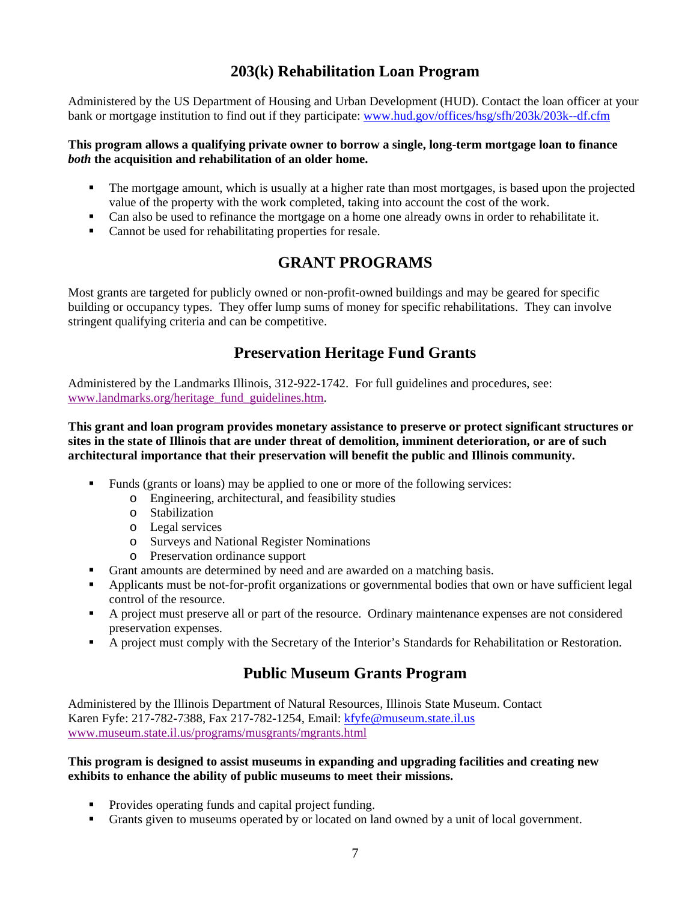## 203(k) Rehabilitation Loan Program

Administered by the US Department of Housing and Urban Development (HUD). Contact the loan officer at your bank or mortgage institution to find out if they participate: [www.hud.gov/offices/hsg/sfh/203k/203k--df.cfm](www.hud.gov/offices/hsg/sfh/203k/203k--df.cfm)

**This program allows a qualifying private owner to borrow a single, long-term mortgage loan to finance *both* the acquisition and rehabilitation of an older home.**

- The mortgage amount, which is usually at a higher rate than most mortgages, is based upon the projected value of the property with the work completed, taking into account the cost of the work.
- Can also be used to refinance the mortgage on a home one already owns in order to rehabilitate it.
- Cannot be used for rehabilitating properties for resale.

## GRANT PROGRAMS

Most grants are targeted for publicly owned or non-profit-owned buildings and may be geared for specific building or occupancy types. They offer lump sums of money for specific rehabilitations. They can involve stringent qualifying criteria and can be competitive.

## Preservation Heritage Fund Grants

Administered by the Landmarks Illinois, 312-922-1742. For full guidelines and procedures, see: [www.landmarks.org/heritage_fund_guidelines.htm](www.landmarks.org/heritage_fund_guidelines.htm).

**This grant and loan program provides monetary assistance to preserve or protect significant structures or sites in the state of Illinois that are under threat of demolition, imminent deterioration, or are of such architectural importance that their preservation will benefit the public and Illinois community.**

- Funds (grants or loans) may be applied to one or more of the following services:
  - Engineering, architectural, and feasibility studies
  - Stabilization
  - Legal services
  - Surveys and National Register Nominations
  - Preservation ordinance support
- Grant amounts are determined by need and are awarded on a matching basis.
- Applicants must be not-for-profit organizations or governmental bodies that own or have sufficient legal control of the resource.
- A project must preserve all or part of the resource. Ordinary maintenance expenses are not considered preservation expenses.
- A project must comply with the Secretary of the Interior's Standards for Rehabilitation or Restoration.

## Public Museum Grants Program

Administered by the Illinois Department of Natural Resources, Illinois State Museum. Contact Karen Fyfe: 217-782-7388, Fax 217-782-1254, Email: [kfyfe@museum.state.il.us](mailto:kfyfe@museum.state.il.us)
[www.museum.state.il.us/programs/musgrants/mgrants.html](www.museum.state.il.us/programs/musgrants/mgrants.html)

**This program is designed to assist museums in expanding and upgrading facilities and creating new exhibits to enhance the ability of public museums to meet their missions.**

- Provides operating funds and capital project funding.
- Grants given to museums operated by or located on land owned by a unit of local government.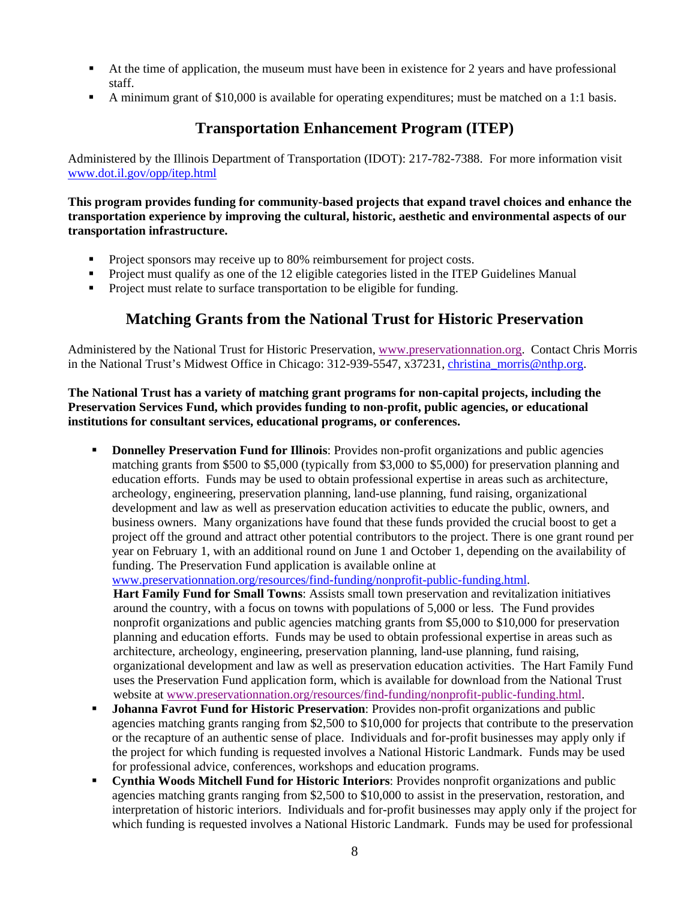- At the time of application, the museum must have been in existence for 2 years and have professional staff.
- A minimum grant of $10,000 is available for operating expenditures; must be matched on a 1:1 basis.

## Transportation Enhancement Program (ITEP)

Administered by the Illinois Department of Transportation (IDOT): 217-782-7388. For more information visit www.dot.il.gov/opp/itep.html

**This program provides funding for community-based projects that expand travel choices and enhance the transportation experience by improving the cultural, historic, aesthetic and environmental aspects of our transportation infrastructure.**

- Project sponsors may receive up to 80% reimbursement for project costs.
- Project must qualify as one of the 12 eligible categories listed in the ITEP Guidelines Manual
- Project must relate to surface transportation to be eligible for funding.

## Matching Grants from the National Trust for Historic Preservation

Administered by the National Trust for Historic Preservation, www.preservationnation.org. Contact Chris Morris in the National Trust's Midwest Office in Chicago: 312-939-5547, x37231, christina_morris@nthp.org.

**The National Trust has a variety of matching grant programs for non-capital projects, including the Preservation Services Fund, which provides funding to non-profit, public agencies, or educational institutions for consultant services, educational programs, or conferences.**

- **Donnelley Preservation Fund for Illinois**: Provides non-profit organizations and public agencies matching grants from $500 to $5,000 (typically from $3,000 to $5,000) for preservation planning and education efforts. Funds may be used to obtain professional expertise in areas such as architecture, archeology, engineering, preservation planning, land-use planning, fund raising, organizational development and law as well as preservation education activities to educate the public, owners, and business owners. Many organizations have found that these funds provided the crucial boost to get a project off the ground and attract other potential contributors to the project. There is one grant round per year on February 1, with an additional round on June 1 and October 1, depending on the availability of funding. The Preservation Fund application is available online at www.preservationnation.org/resources/find-funding/nonprofit-public-funding.html.

  **Hart Family Fund for Small Towns**: Assists small town preservation and revitalization initiatives around the country, with a focus on towns with populations of 5,000 or less. The Fund provides nonprofit organizations and public agencies matching grants from $5,000 to $10,000 for preservation planning and education efforts. Funds may be used to obtain professional expertise in areas such as architecture, archeology, engineering, preservation planning, land-use planning, fund raising, organizational development and law as well as preservation education activities. The Hart Family Fund uses the Preservation Fund application form, which is available for download from the National Trust website at www.preservationnation.org/resources/find-funding/nonprofit-public-funding.html.
- **Johanna Favrot Fund for Historic Preservation**: Provides non-profit organizations and public agencies matching grants ranging from $2,500 to $10,000 for projects that contribute to the preservation or the recapture of an authentic sense of place. Individuals and for-profit businesses may apply only if the project for which funding is requested involves a National Historic Landmark. Funds may be used for professional advice, conferences, workshops and education programs.
- **Cynthia Woods Mitchell Fund for Historic Interiors**: Provides nonprofit organizations and public agencies matching grants ranging from $2,500 to $10,000 to assist in the preservation, restoration, and interpretation of historic interiors. Individuals and for-profit businesses may apply only if the project for which funding is requested involves a National Historic Landmark. Funds may be used for professional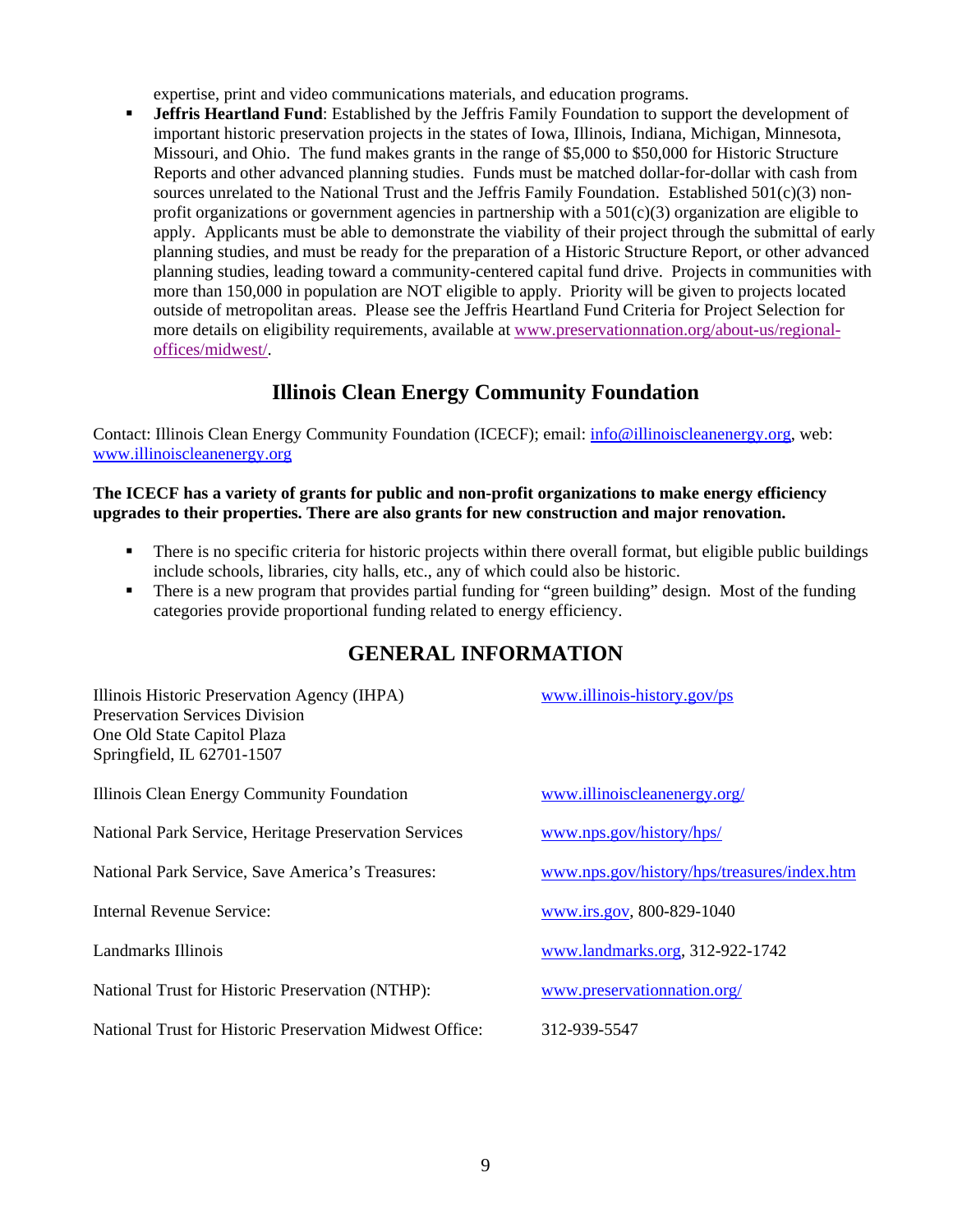expertise, print and video communications materials, and education programs.

- **Jeffris Heartland Fund**: Established by the Jeffris Family Foundation to support the development of important historic preservation projects in the states of Iowa, Illinois, Indiana, Michigan, Minnesota, Missouri, and Ohio. The fund makes grants in the range of $5,000 to $50,000 for Historic Structure Reports and other advanced planning studies. Funds must be matched dollar-for-dollar with cash from sources unrelated to the National Trust and the Jeffris Family Foundation. Established 501(c)(3) non-profit organizations or government agencies in partnership with a 501(c)(3) organization are eligible to apply. Applicants must be able to demonstrate the viability of their project through the submittal of early planning studies, and must be ready for the preparation of a Historic Structure Report, or other advanced planning studies, leading toward a community-centered capital fund drive. Projects in communities with more than 150,000 in population are NOT eligible to apply. Priority will be given to projects located outside of metropolitan areas. Please see the Jeffris Heartland Fund Criteria for Project Selection for more details on eligibility requirements, available at www.preservationnation.org/about-us/regional-offices/midwest/.

## Illinois Clean Energy Community Foundation

Contact: Illinois Clean Energy Community Foundation (ICECF); email: info@illinoiscleanenergy.org, web: www.illinoiscleanenergy.org

**The ICECF has a variety of grants for public and non-profit organizations to make energy efficiency upgrades to their properties. There are also grants for new construction and major renovation.**

- There is no specific criteria for historic projects within there overall format, but eligible public buildings include schools, libraries, city halls, etc., any of which could also be historic.
- There is a new program that provides partial funding for "green building" design. Most of the funding categories provide proportional funding related to energy efficiency.

## GENERAL INFORMATION

| | |
|---|---|
| Illinois Historic Preservation Agency (IHPA)<br>Preservation Services Division<br>One Old State Capitol Plaza<br>Springfield, IL 62701-1507 | www.illinois-history.gov/ps |
| Illinois Clean Energy Community Foundation | www.illinoiscleanenergy.org/ |
| National Park Service, Heritage Preservation Services | www.nps.gov/history/hps/ |
| National Park Service, Save America's Treasures: | www.nps.gov/history/hps/treasures/index.htm |
| Internal Revenue Service: | www.irs.gov, 800-829-1040 |
| Landmarks Illinois | www.landmarks.org, 312-922-1742 |
| National Trust for Historic Preservation (NTHP): | www.preservationnation.org/ |
| National Trust for Historic Preservation Midwest Office: | 312-939-5547 |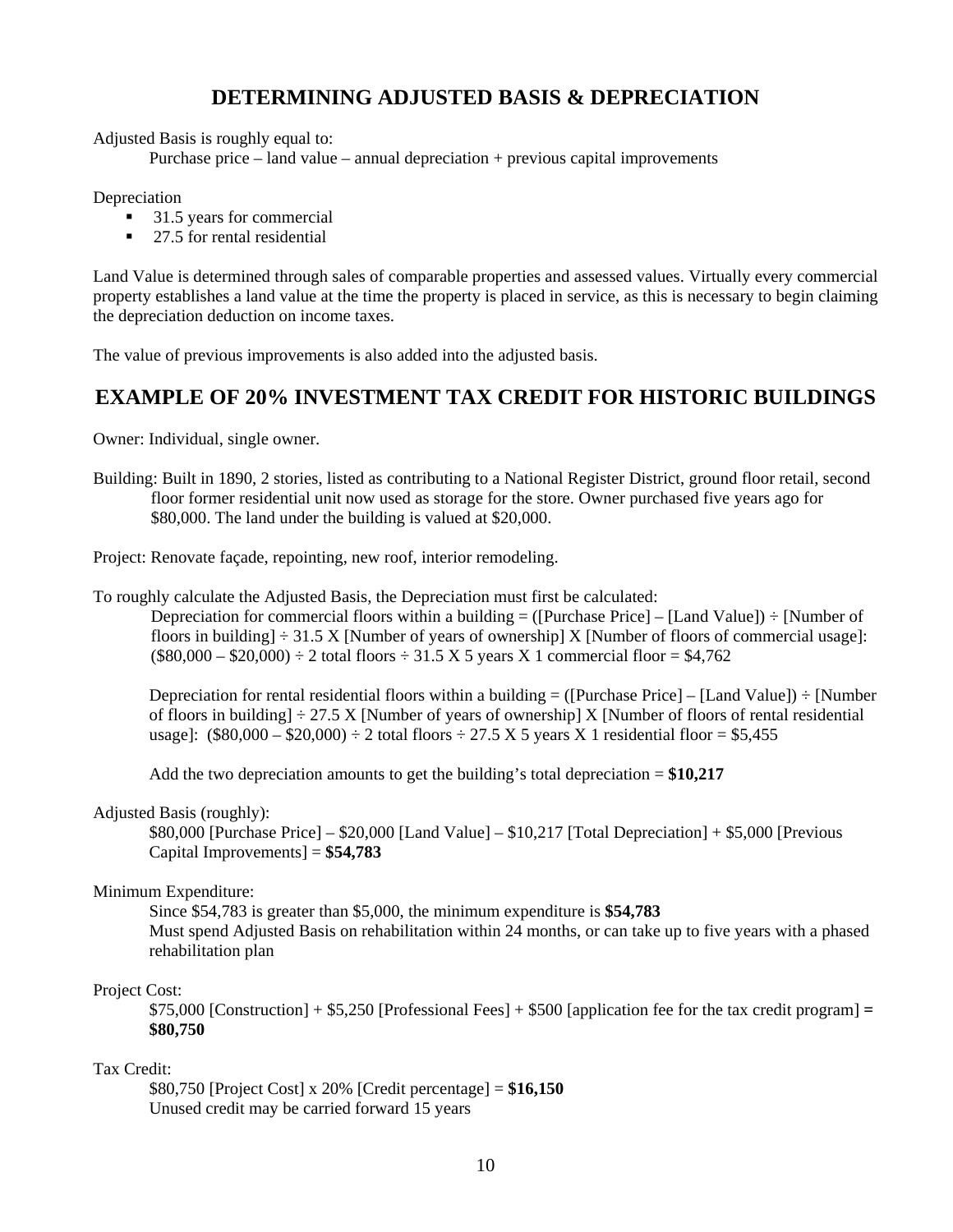## DETERMINING ADJUSTED BASIS & DEPRECIATION

Adjusted Basis is roughly equal to:

Purchase price – land value – annual depreciation + previous capital improvements

Depreciation

- 31.5 years for commercial
- 27.5 for rental residential

Land Value is determined through sales of comparable properties and assessed values. Virtually every commercial property establishes a land value at the time the property is placed in service, as this is necessary to begin claiming the depreciation deduction on income taxes.

The value of previous improvements is also added into the adjusted basis.

## EXAMPLE OF 20% INVESTMENT TAX CREDIT FOR HISTORIC BUILDINGS

Owner: Individual, single owner.

Building: Built in 1890, 2 stories, listed as contributing to a National Register District, ground floor retail, second floor former residential unit now used as storage for the store. Owner purchased five years ago for $80,000. The land under the building is valued at $20,000.

Project: Renovate façade, repointing, new roof, interior remodeling.

To roughly calculate the Adjusted Basis, the Depreciation must first be calculated:

Depreciation for commercial floors within a building = ([Purchase Price] – [Land Value]) ÷ [Number of floors in building] ÷ 31.5 X [Number of years of ownership] X [Number of floors of commercial usage]: ($80,000 – $20,000) ÷ 2 total floors ÷ 31.5 X 5 years X 1 commercial floor = $4,762

Depreciation for rental residential floors within a building = ([Purchase Price] – [Land Value]) ÷ [Number of floors in building] ÷ 27.5 X [Number of years of ownership] X [Number of floors of rental residential usage]: ($80,000 – $20,000) ÷ 2 total floors ÷ 27.5 X 5 years X 1 residential floor = $5,455

Add the two depreciation amounts to get the building's total depreciation = **$10,217**

Adjusted Basis (roughly):

$80,000 [Purchase Price] – $20,000 [Land Value] – $10,217 [Total Depreciation] + $5,000 [Previous Capital Improvements] = **$54,783**

Minimum Expenditure:

Since $54,783 is greater than $5,000, the minimum expenditure is **$54,783**

Must spend Adjusted Basis on rehabilitation within 24 months, or can take up to five years with a phased rehabilitation plan

Project Cost:

$75,000 [Construction] + $5,250 [Professional Fees] + $500 [application fee for the tax credit program] **= $80,750**

Tax Credit:

$80,750 [Project Cost] x 20% [Credit percentage] = **$16,150**

Unused credit may be carried forward 15 years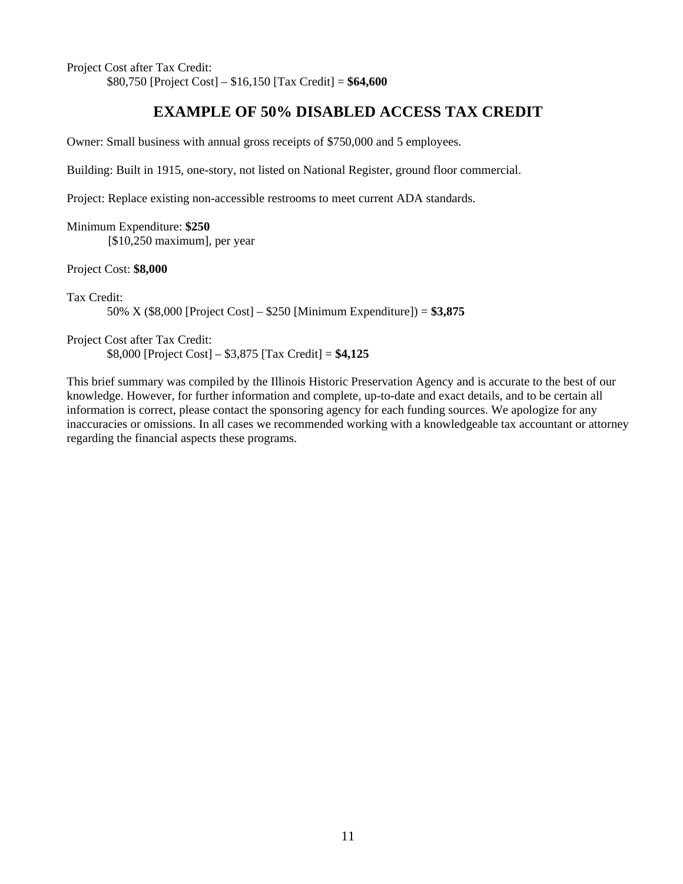Project Cost after Tax Credit:

$80,750 [Project Cost] – $16,150 [Tax Credit] = **$64,600**

## EXAMPLE OF 50% DISABLED ACCESS TAX CREDIT

Owner: Small business with annual gross receipts of $750,000 and 5 employees.

Building: Built in 1915, one-story, not listed on National Register, ground floor commercial.

Project: Replace existing non-accessible restrooms to meet current ADA standards.

Minimum Expenditure: **$250**

[$10,250 maximum], per year

Project Cost: **$8,000**

Tax Credit:

50% X ($8,000 [Project Cost] – $250 [Minimum Expenditure]) = **$3,875**

Project Cost after Tax Credit:

$8,000 [Project Cost] – $3,875 [Tax Credit] = **$4,125**

This brief summary was compiled by the Illinois Historic Preservation Agency and is accurate to the best of our knowledge. However, for further information and complete, up-to-date and exact details, and to be certain all information is correct, please contact the sponsoring agency for each funding sources. We apologize for any inaccuracies or omissions. In all cases we recommended working with a knowledgeable tax accountant or attorney regarding the financial aspects these programs.